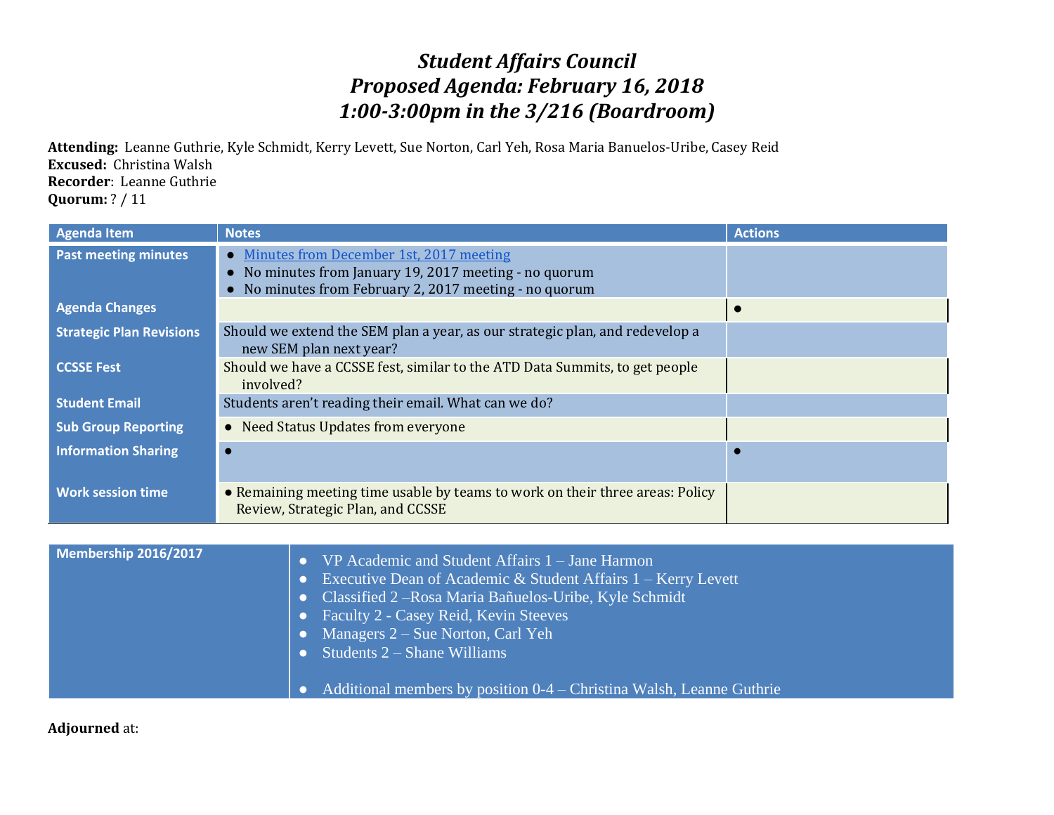# *Student Affairs Council*
# *Proposed Agenda: February 16, 2018*
# *1:00-3:00pm in the 3/216 (Boardroom)*

**Attending:** Leanne Guthrie, Kyle Schmidt, Kerry Levett, Sue Norton, Carl Yeh, Rosa Maria Banuelos-Uribe, Casey Reid
**Excused:** Christina Walsh
**Recorder**: Leanne Guthrie
**Quorum:** ? / 11

| Agenda Item | Notes | Actions |
|---|---|---|
| **Past meeting minutes** | • Minutes from December 1st, 2017 meeting<br>• No minutes from January 19, 2017 meeting - no quorum<br>• No minutes from February 2, 2017 meeting - no quorum | |
| **Agenda Changes** | | • |
| **Strategic Plan Revisions** | Should we extend the SEM plan a year, as our strategic plan, and redevelop a new SEM plan next year? | |
| **CCSSE Fest** | Should we have a CCSSE fest, similar to the ATD Data Summits, to get people involved? | |
| **Student Email** | Students aren't reading their email. What can we do? | |
| **Sub Group Reporting** | • Need Status Updates from everyone | |
| **Information Sharing** | • | • |
| **Work session time** | • Remaining meeting time usable by teams to work on their three areas: Policy Review, Strategic Plan, and CCSSE | |

| Membership 2016/2017 | |
|---|---|
| | • VP Academic and Student Affairs 1 – Jane Harmon<br>• Executive Dean of Academic & Student Affairs 1 – Kerry Levett<br>• Classified 2 –Rosa Maria Bañuelos-Uribe, Kyle Schmidt<br>• Faculty 2 - Casey Reid, Kevin Steeves<br>• Managers 2 – Sue Norton, Carl Yeh<br>• Students 2 – Shane Williams<br><br>• Additional members by position 0-4 – Christina Walsh, Leanne Guthrie |

**Adjourned** at: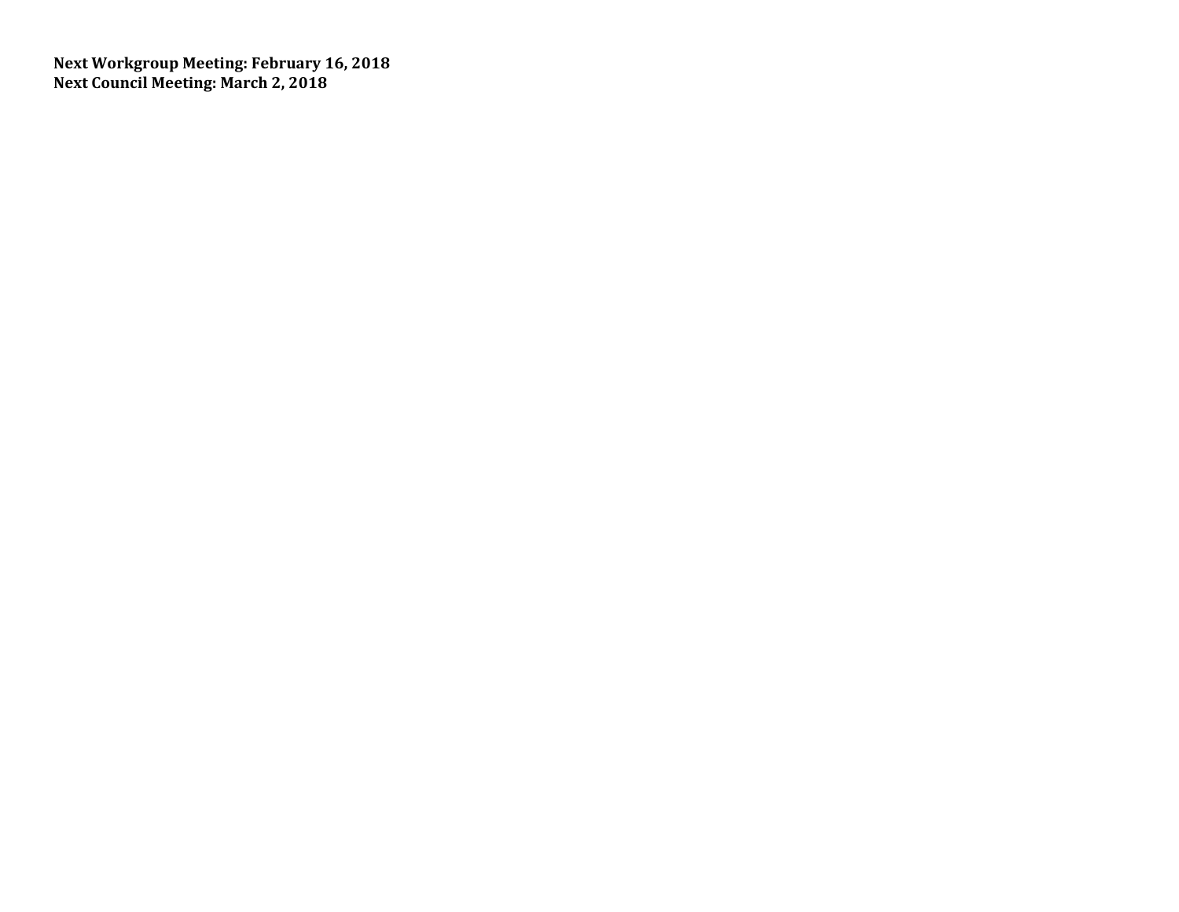**Next Workgroup Meeting: February 16, 2018**
**Next Council Meeting: March 2, 2018**